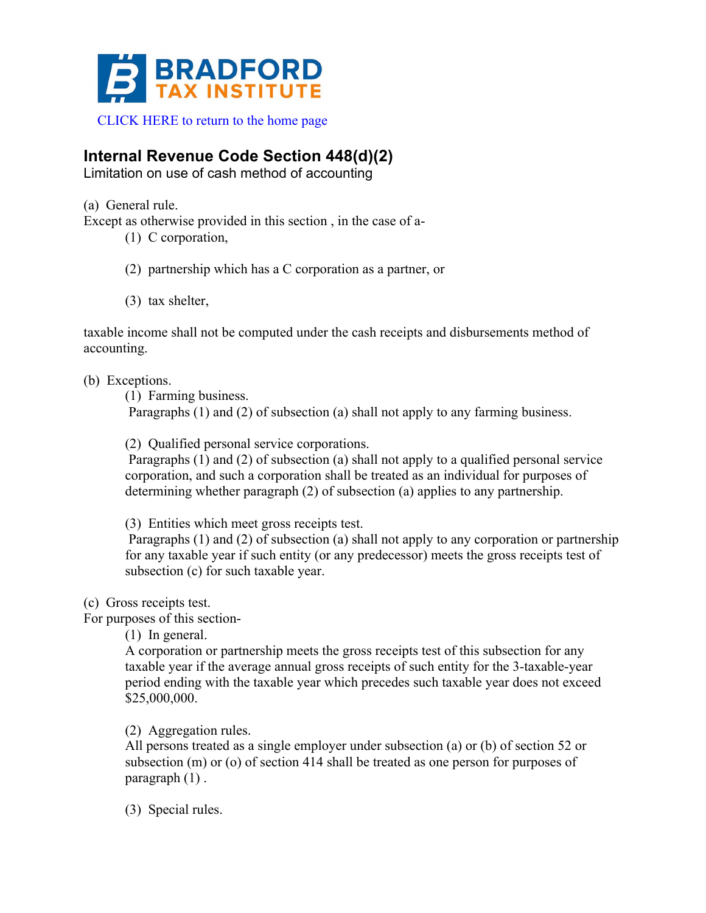BRADFORD TAX INSTITUTE

CLICK HERE to return to the home page

## Internal Revenue Code Section 448(d)(2)

Limitation on use of cash method of accounting

(a) General rule.

Except as otherwise provided in this section , in the case of a-

> (1) C corporation,
>
> (2) partnership which has a C corporation as a partner, or
>
> (3) tax shelter,

taxable income shall not be computed under the cash receipts and disbursements method of accounting.

(b) Exceptions.

> (1) Farming business.
>
> Paragraphs (1) and (2) of subsection (a) shall not apply to any farming business.
>
> (2) Qualified personal service corporations.
>
> Paragraphs (1) and (2) of subsection (a) shall not apply to a qualified personal service corporation, and such a corporation shall be treated as an individual for purposes of determining whether paragraph (2) of subsection (a) applies to any partnership.
>
> (3) Entities which meet gross receipts test.
>
> Paragraphs (1) and (2) of subsection (a) shall not apply to any corporation or partnership for any taxable year if such entity (or any predecessor) meets the gross receipts test of subsection (c) for such taxable year.

(c) Gross receipts test.

For purposes of this section-

> (1) In general.
>
> A corporation or partnership meets the gross receipts test of this subsection for any taxable year if the average annual gross receipts of such entity for the 3-taxable-year period ending with the taxable year which precedes such taxable year does not exceed $25,000,000.
>
> (2) Aggregation rules.
>
> All persons treated as a single employer under subsection (a) or (b) of section 52 or subsection (m) or (o) of section 414 shall be treated as one person for purposes of paragraph (1) .
>
> (3) Special rules.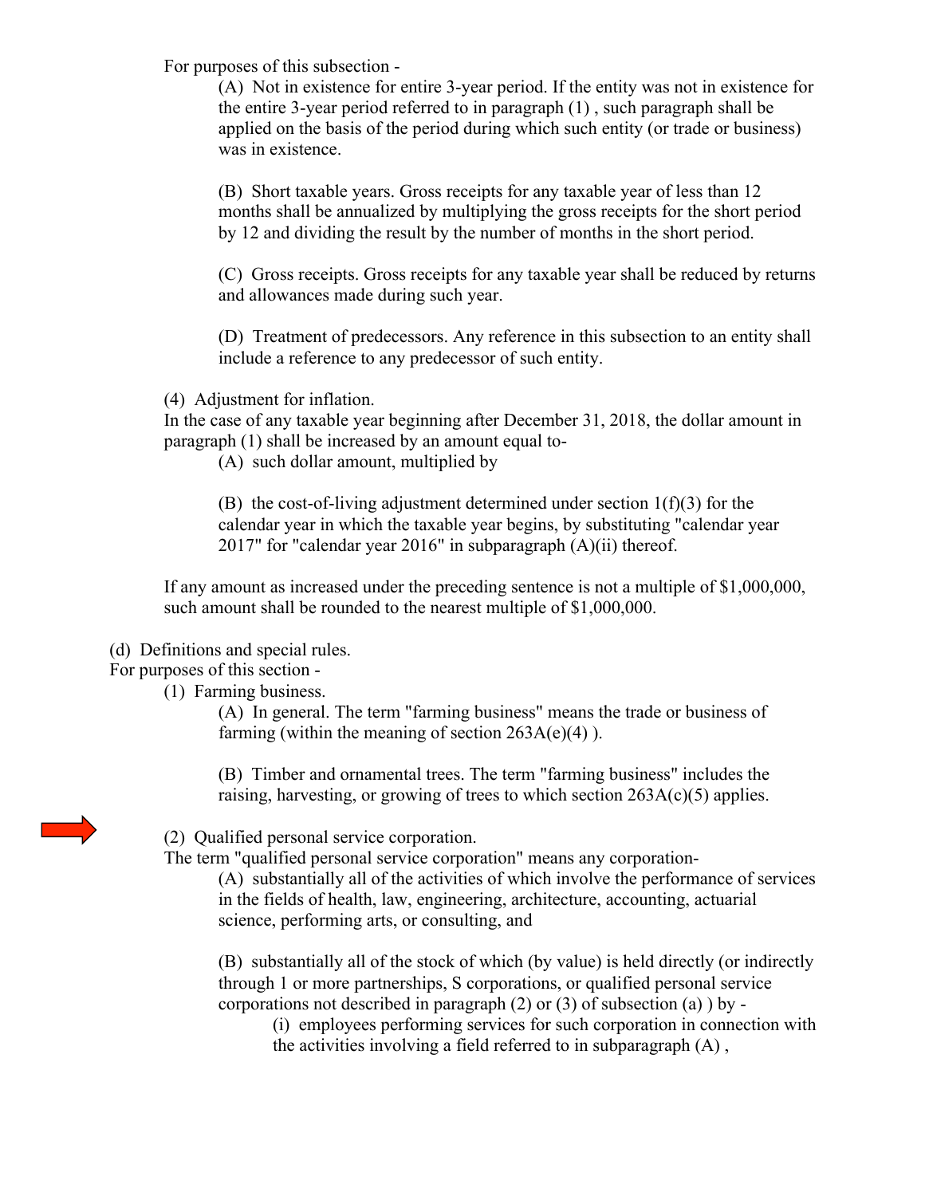For purposes of this subsection -

(A) Not in existence for entire 3-year period. If the entity was not in existence for the entire 3-year period referred to in paragraph (1) , such paragraph shall be applied on the basis of the period during which such entity (or trade or business) was in existence.

(B) Short taxable years. Gross receipts for any taxable year of less than 12 months shall be annualized by multiplying the gross receipts for the short period by 12 and dividing the result by the number of months in the short period.

(C) Gross receipts. Gross receipts for any taxable year shall be reduced by returns and allowances made during such year.

(D) Treatment of predecessors. Any reference in this subsection to an entity shall include a reference to any predecessor of such entity.

(4) Adjustment for inflation.

In the case of any taxable year beginning after December 31, 2018, the dollar amount in paragraph (1) shall be increased by an amount equal to-

(A) such dollar amount, multiplied by

(B) the cost-of-living adjustment determined under section 1(f)(3) for the calendar year in which the taxable year begins, by substituting "calendar year 2017" for "calendar year 2016" in subparagraph (A)(ii) thereof.

If any amount as increased under the preceding sentence is not a multiple of $1,000,000, such amount shall be rounded to the nearest multiple of $1,000,000.

(d) Definitions and special rules.

For purposes of this section -

(1) Farming business.

(A) In general. The term "farming business" means the trade or business of farming (within the meaning of section 263A(e)(4) ).

(B) Timber and ornamental trees. The term "farming business" includes the raising, harvesting, or growing of trees to which section 263A(c)(5) applies.

(2) Qualified personal service corporation.

The term "qualified personal service corporation" means any corporation-

(A) substantially all of the activities of which involve the performance of services in the fields of health, law, engineering, architecture, accounting, actuarial science, performing arts, or consulting, and

(B) substantially all of the stock of which (by value) is held directly (or indirectly through 1 or more partnerships, S corporations, or qualified personal service corporations not described in paragraph (2) or (3) of subsection (a) ) by -

(i) employees performing services for such corporation in connection with the activities involving a field referred to in subparagraph (A) ,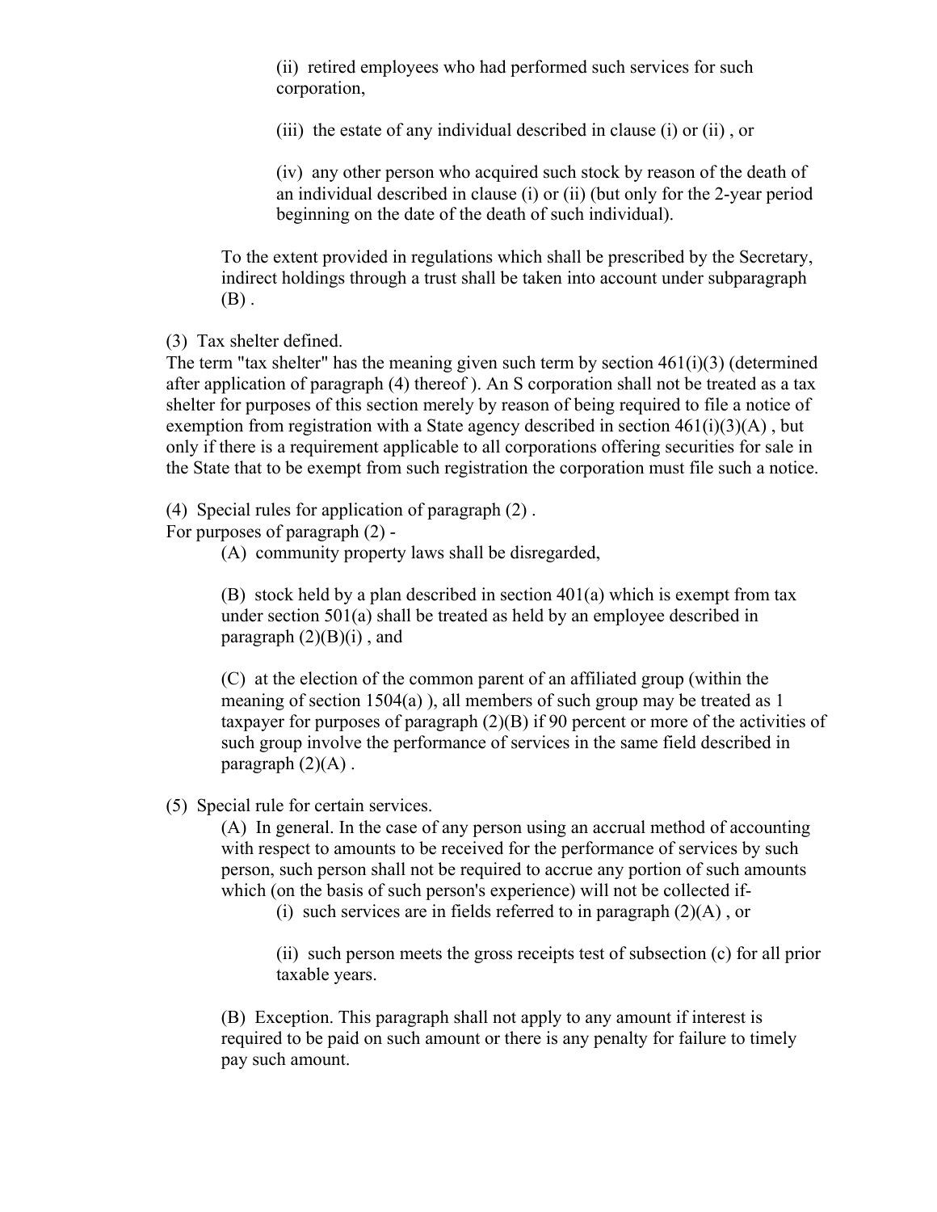(ii) retired employees who had performed such services for such corporation,

(iii) the estate of any individual described in clause (i) or (ii) , or

(iv) any other person who acquired such stock by reason of the death of an individual described in clause (i) or (ii) (but only for the 2-year period beginning on the date of the death of such individual).

To the extent provided in regulations which shall be prescribed by the Secretary, indirect holdings through a trust shall be taken into account under subparagraph (B) .

(3) Tax shelter defined.
The term "tax shelter" has the meaning given such term by section 461(i)(3) (determined after application of paragraph (4) thereof ). An S corporation shall not be treated as a tax shelter for purposes of this section merely by reason of being required to file a notice of exemption from registration with a State agency described in section 461(i)(3)(A) , but only if there is a requirement applicable to all corporations offering securities for sale in the State that to be exempt from such registration the corporation must file such a notice.

(4) Special rules for application of paragraph (2) .
For purposes of paragraph (2) -

(A) community property laws shall be disregarded,

(B) stock held by a plan described in section 401(a) which is exempt from tax under section 501(a) shall be treated as held by an employee described in paragraph (2)(B)(i) , and

(C) at the election of the common parent of an affiliated group (within the meaning of section 1504(a) ), all members of such group may be treated as 1 taxpayer for purposes of paragraph (2)(B) if 90 percent or more of the activities of such group involve the performance of services in the same field described in paragraph (2)(A) .

(5) Special rule for certain services.

(A) In general. In the case of any person using an accrual method of accounting with respect to amounts to be received for the performance of services by such person, such person shall not be required to accrue any portion of such amounts which (on the basis of such person's experience) will not be collected if-

(i) such services are in fields referred to in paragraph (2)(A) , or

(ii) such person meets the gross receipts test of subsection (c) for all prior taxable years.

(B) Exception. This paragraph shall not apply to any amount if interest is required to be paid on such amount or there is any penalty for failure to timely pay such amount.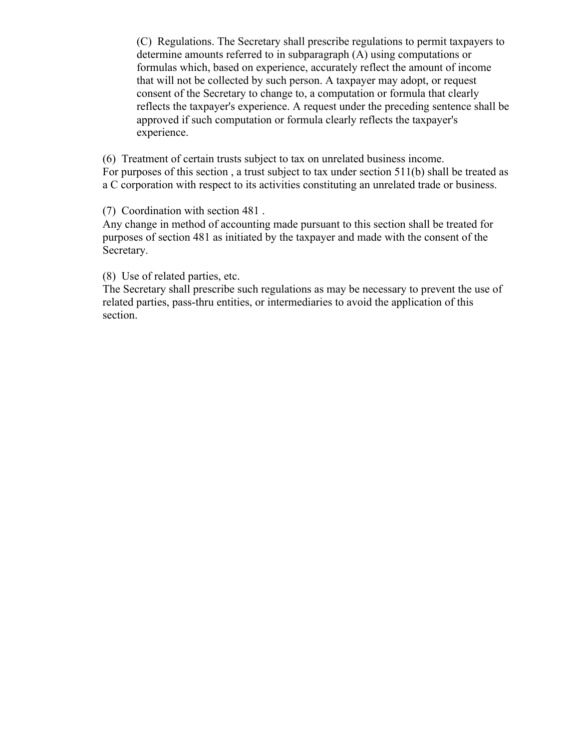(C) Regulations. The Secretary shall prescribe regulations to permit taxpayers to determine amounts referred to in subparagraph (A) using computations or formulas which, based on experience, accurately reflect the amount of income that will not be collected by such person. A taxpayer may adopt, or request consent of the Secretary to change to, a computation or formula that clearly reflects the taxpayer's experience. A request under the preceding sentence shall be approved if such computation or formula clearly reflects the taxpayer's experience.

(6) Treatment of certain trusts subject to tax on unrelated business income.
For purposes of this section , a trust subject to tax under section 511(b) shall be treated as a C corporation with respect to its activities constituting an unrelated trade or business.

(7) Coordination with section 481 .
Any change in method of accounting made pursuant to this section shall be treated for purposes of section 481 as initiated by the taxpayer and made with the consent of the Secretary.

(8) Use of related parties, etc.
The Secretary shall prescribe such regulations as may be necessary to prevent the use of related parties, pass-thru entities, or intermediaries to avoid the application of this section.